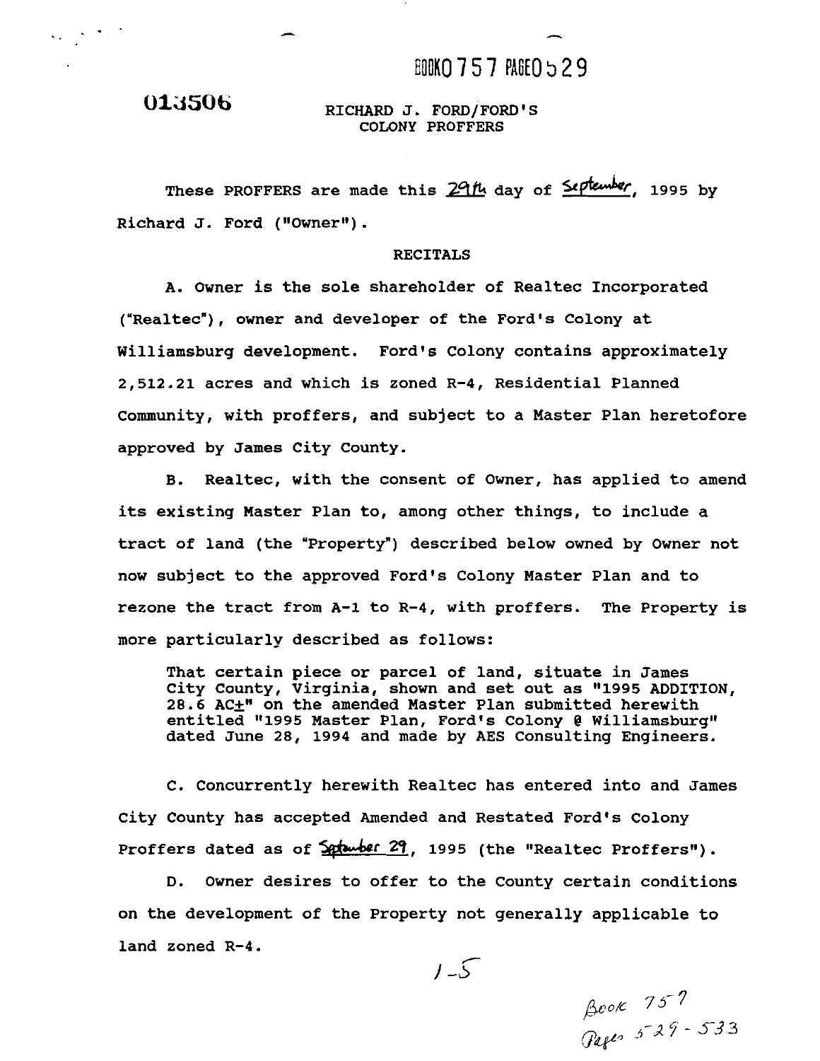BOOK 0757 PAGE 0529

013506

RICHARD J. FORD/FORD'S
COLONY PROFFERS

These PROFFERS are made this 29th day of September, 1995 by Richard J. Ford ("Owner").

RECITALS

A. Owner is the sole shareholder of Realtec Incorporated ("Realtec"), owner and developer of the Ford's Colony at Williamsburg development. Ford's Colony contains approximately 2,512.21 acres and which is zoned R-4, Residential Planned Community, with proffers, and subject to a Master Plan heretofore approved by James City County.

B. Realtec, with the consent of Owner, has applied to amend its existing Master Plan to, among other things, to include a tract of land (the "Property") described below owned by Owner not now subject to the approved Ford's Colony Master Plan and to rezone the tract from A-1 to R-4, with proffers. The Property is more particularly described as follows:

> That certain piece or parcel of land, situate in James City County, Virginia, shown and set out as "1995 ADDITION, 28.6 AC±" on the amended Master Plan submitted herewith entitled "1995 Master Plan, Ford's Colony @ Williamsburg" dated June 28, 1994 and made by AES Consulting Engineers.

C. Concurrently herewith Realtec has entered into and James City County has accepted Amended and Restated Ford's Colony Proffers dated as of September 29, 1995 (the "Realtec Proffers").

D. Owner desires to offer to the County certain conditions on the development of the Property not generally applicable to land zoned R-4.

1-5

Book 757
Pages 529-533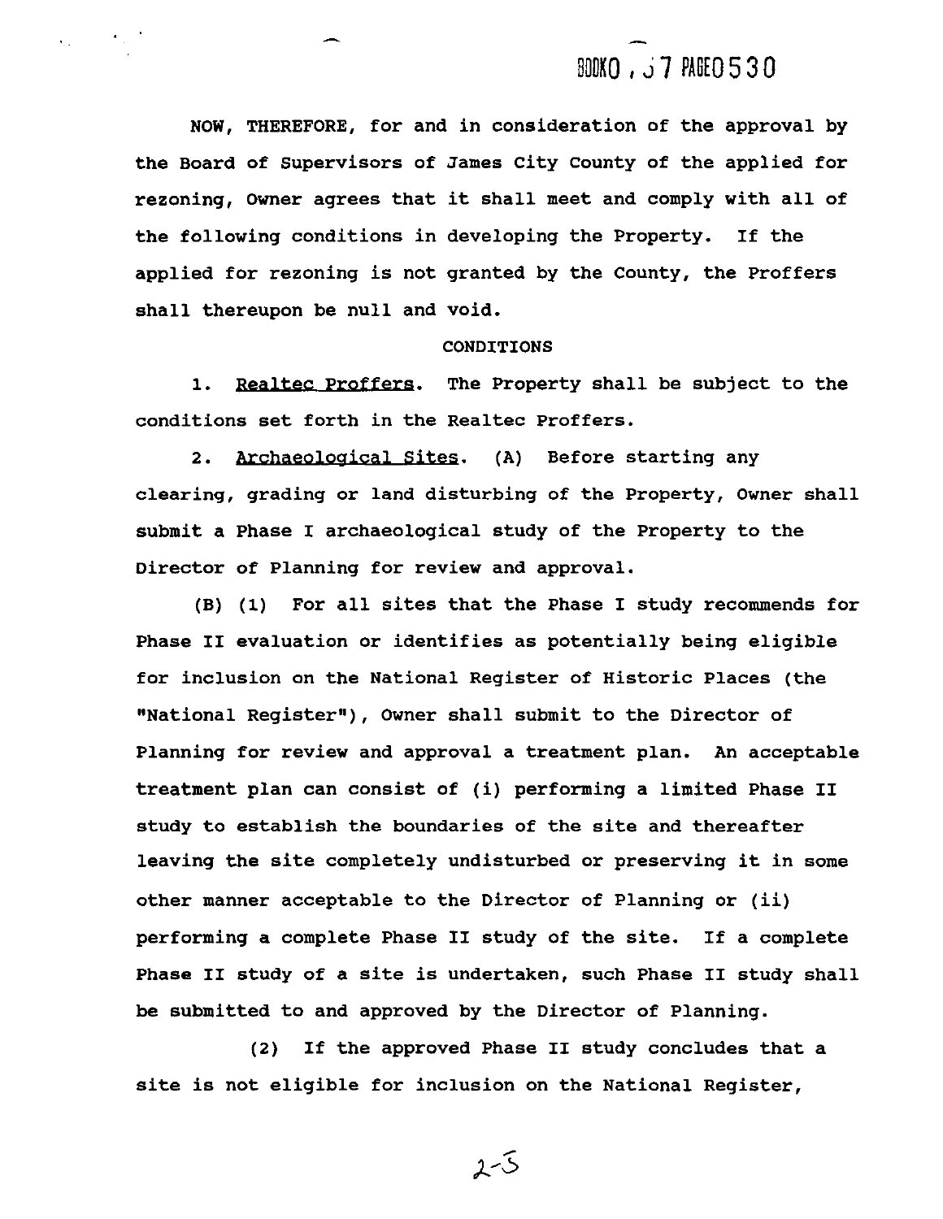NOW, THEREFORE, for and in consideration of the approval by the Board of Supervisors of James City County of the applied for rezoning, Owner agrees that it shall meet and comply with all of the following conditions in developing the Property. If the applied for rezoning is not granted by the County, the Proffers shall thereupon be null and void.

CONDITIONS

1. Realtec Proffers. The Property shall be subject to the conditions set forth in the Realtec Proffers.

2. Archaeological Sites. (A) Before starting any clearing, grading or land disturbing of the Property, Owner shall submit a Phase I archaeological study of the Property to the Director of Planning for review and approval.

(B) (1) For all sites that the Phase I study recommends for Phase II evaluation or identifies as potentially being eligible for inclusion on the National Register of Historic Places (the "National Register"), Owner shall submit to the Director of Planning for review and approval a treatment plan. An acceptable treatment plan can consist of (i) performing a limited Phase II study to establish the boundaries of the site and thereafter leaving the site completely undisturbed or preserving it in some other manner acceptable to the Director of Planning or (ii) performing a complete Phase II study of the site. If a complete Phase II study of a site is undertaken, such Phase II study shall be submitted to and approved by the Director of Planning.

(2) If the approved Phase II study concludes that a site is not eligible for inclusion on the National Register,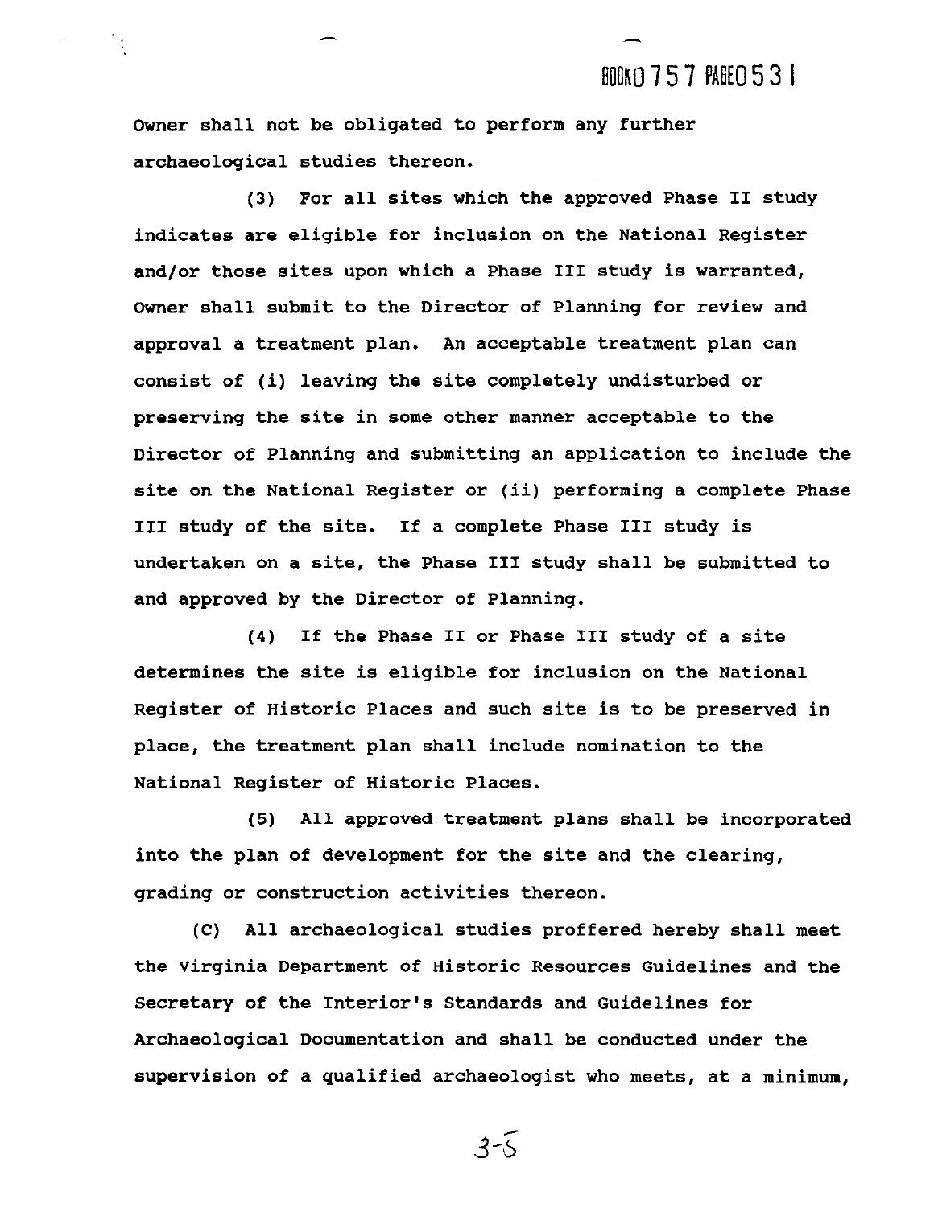Owner shall not be obligated to perform any further archaeological studies thereon.

(3) For all sites which the approved Phase II study indicates are eligible for inclusion on the National Register and/or those sites upon which a Phase III study is warranted, Owner shall submit to the Director of Planning for review and approval a treatment plan. An acceptable treatment plan can consist of (i) leaving the site completely undisturbed or preserving the site in some other manner acceptable to the Director of Planning and submitting an application to include the site on the National Register or (ii) performing a complete Phase III study of the site. If a complete Phase III study is undertaken on a site, the Phase III study shall be submitted to and approved by the Director of Planning.

(4) If the Phase II or Phase III study of a site determines the site is eligible for inclusion on the National Register of Historic Places and such site is to be preserved in place, the treatment plan shall include nomination to the National Register of Historic Places.

(5) All approved treatment plans shall be incorporated into the plan of development for the site and the clearing, grading or construction activities thereon.

(C) All archaeological studies proffered hereby shall meet the Virginia Department of Historic Resources Guidelines and the Secretary of the Interior's Standards and Guidelines for Archaeological Documentation and shall be conducted under the supervision of a qualified archaeologist who meets, at a minimum,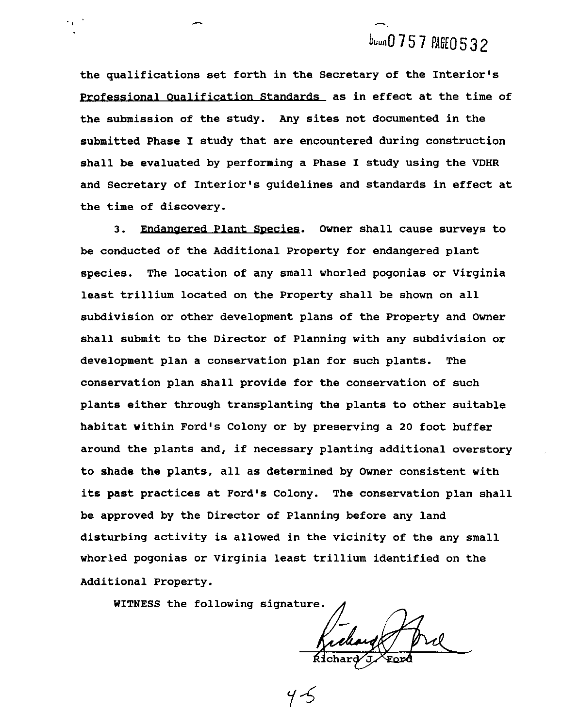the qualifications set forth in the Secretary of the Interior's Professional Qualification Standards as in effect at the time of the submission of the study. Any sites not documented in the submitted Phase I study that are encountered during construction shall be evaluated by performing a Phase I study using the VDHR and Secretary of Interior's guidelines and standards in effect at the time of discovery.

3. Endangered Plant Species. Owner shall cause surveys to be conducted of the Additional Property for endangered plant species. The location of any small whorled pogonias or Virginia least trillium located on the Property shall be shown on all subdivision or other development plans of the Property and Owner shall submit to the Director of Planning with any subdivision or development plan a conservation plan for such plants. The conservation plan shall provide for the conservation of such plants either through transplanting the plants to other suitable habitat within Ford's Colony or by preserving a 20 foot buffer around the plants and, if necessary planting additional overstory to shade the plants, all as determined by Owner consistent with its past practices at Ford's Colony. The conservation plan shall be approved by the Director of Planning before any land disturbing activity is allowed in the vicinity of the any small whorled pogonias or Virginia least trillium identified on the Additional Property.

WITNESS the following signature.

Richard J. Ford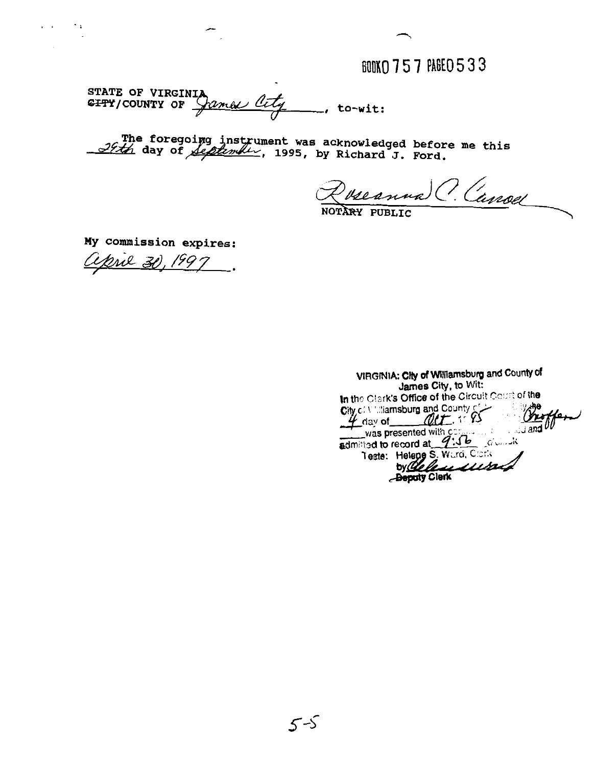BOOK0757 PAGE0533

STATE OF VIRGINIA
~~CITY~~/COUNTY OF James City, to-wit:

The foregoing instrument was acknowledged before me this 29th day of September, 1995, by Richard J. Ford.

Roseanna C. Carroll
NOTARY PUBLIC

My commission expires:
April 30, 1997.

VIRGINIA: City of Williamsburg and County of James City, to Wit:
In the Clerk's Office of the Circuit Court of the City of Williamsburg and County of James City the 4 day of Oct, 1995 ... was presented with ... and admitted to record at 9:56 o'clock
Teste: Helene S. Ward, Clerk
by ...
Deputy Clerk

5-5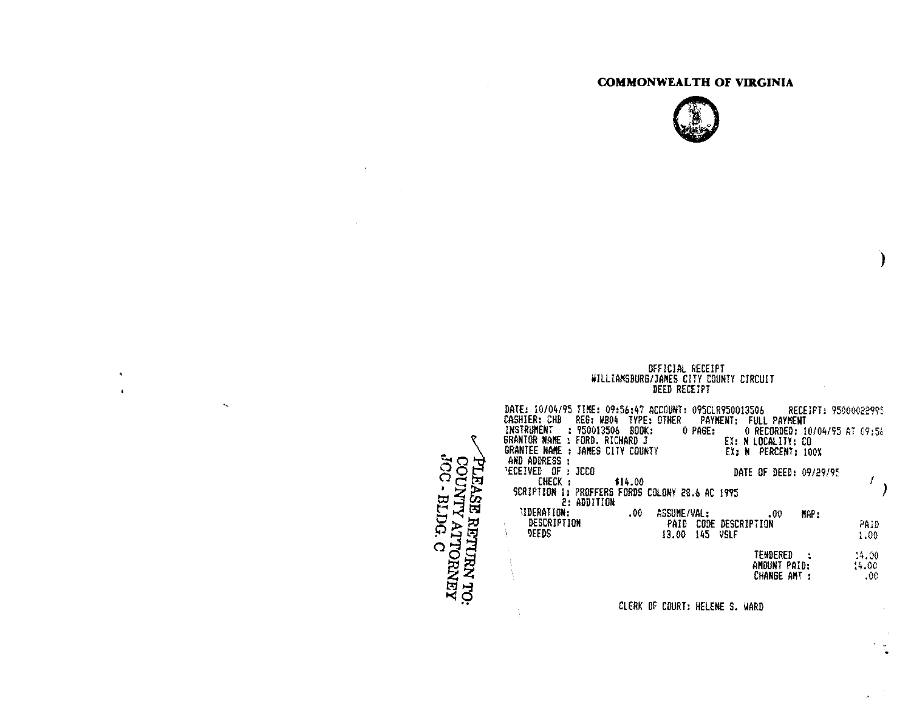**COMMONWEALTH OF VIRGINIA**

PLEASE RETURN TO:
COUNTY ATTORNEY
JCC - BLDG. C

OFFICIAL RECEIPT
WILLIAMSBURG/JAMES CITY COUNTY CIRCUIT
DEED RECEIPT

DATE: 10/04/95 TIME: 09:56:47 ACCOUNT: 095CLR950013506 RECEIPT: 95000022995
CASHIER: CHB REG: WB04 TYPE: OTHER PAYMENT: FULL PAYMENT
INSTRUMENT : 950013506 BOOK: 0 PAGE: 0 RECORDED: 10/04/95 AT 09:56
GRANTOR NAME : FORD, RICHARD J EX: N LOCALITY: CO
GRANTEE NAME : JAMES CITY COUNTY EX: N PERCENT: 100%
AND ADDRESS :
RECEIVED OF : JCCO DATE OF DEED: 09/29/95
CHECK : $14.00
DESCRIPTION 1: PROFFERS FORDS COLONY 28.6 AC 1995
2: ADDITION
CONSIDERATION: .00 ASSUME/VAL: .00 MAP:

| DESCRIPTION | PAID | CODE | DESCRIPTION | PAID |
|---|---|---|---|---|
| DEEDS | 13.00 | 145 | VSLF | 1.00 |

TENDERED : 14.00
AMOUNT PAID: 14.00
CHANGE AMT : .00

CLERK OF COURT: HELENE S. WARD